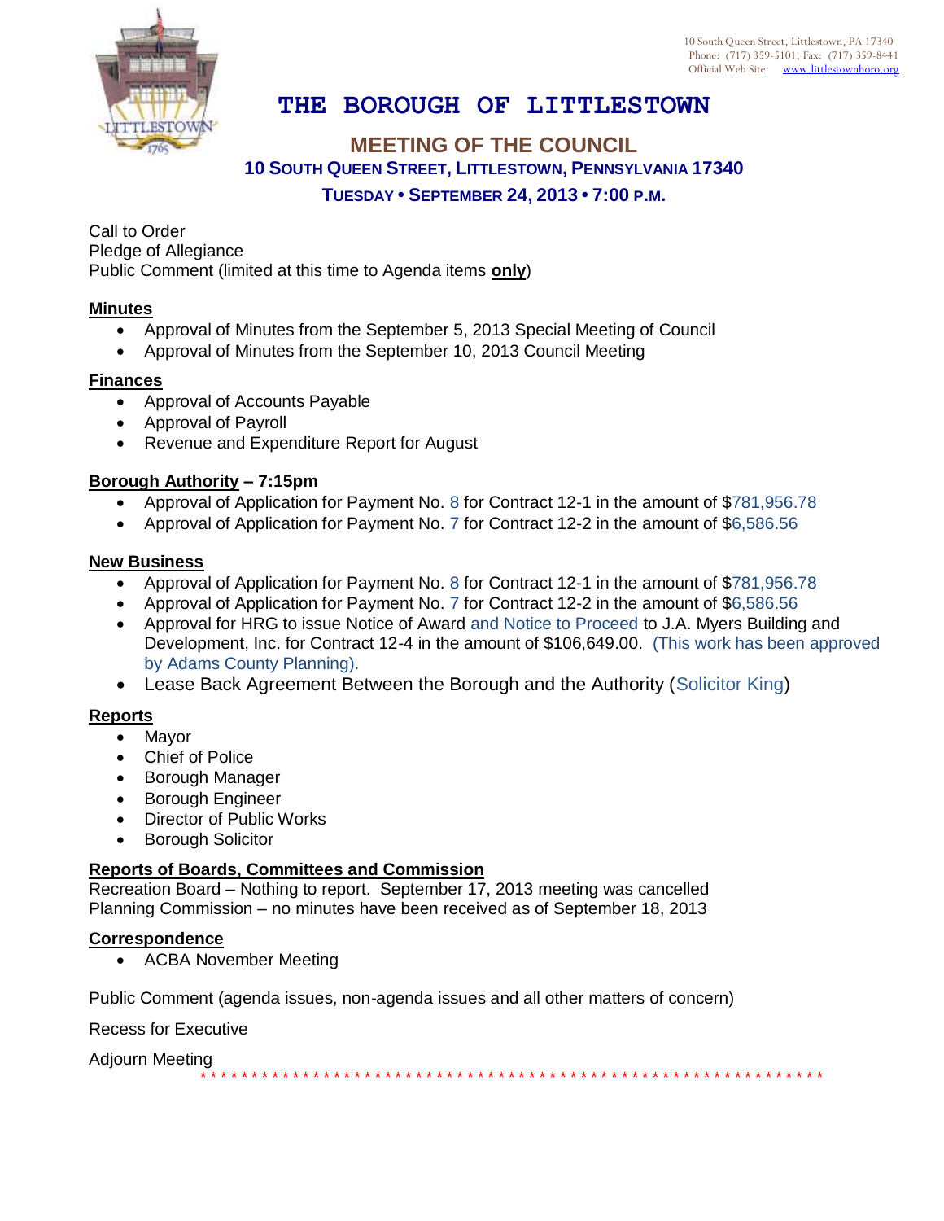10 South Queen Street, Littlestown, PA 17340
Phone: (717) 359-5101, Fax: (717) 359-8441
Official Web Site: www.littlestownboro.org

# THE BOROUGH OF LITTLESTOWN

## MEETING OF THE COUNCIL

### 10 SOUTH QUEEN STREET, LITTLESTOWN, PENNSYLVANIA 17340

### TUESDAY • SEPTEMBER 24, 2013 • 7:00 P.M.

Call to Order
Pledge of Allegiance
Public Comment (limited at this time to Agenda items **only**)

**Minutes**

- Approval of Minutes from the September 5, 2013 Special Meeting of Council
- Approval of Minutes from the September 10, 2013 Council Meeting

**Finances**

- Approval of Accounts Payable
- Approval of Payroll
- Revenue and Expenditure Report for August

**Borough Authority – 7:15pm**

- Approval of Application for Payment No. 8 for Contract 12-1 in the amount of $781,956.78
- Approval of Application for Payment No. 7 for Contract 12-2 in the amount of $6,586.56

**New Business**

- Approval of Application for Payment No. 8 for Contract 12-1 in the amount of $781,956.78
- Approval of Application for Payment No. 7 for Contract 12-2 in the amount of $6,586.56
- Approval for HRG to issue Notice of Award and Notice to Proceed to J.A. Myers Building and Development, Inc. for Contract 12-4 in the amount of $106,649.00. (This work has been approved by Adams County Planning).
- Lease Back Agreement Between the Borough and the Authority (Solicitor King)

**Reports**

- Mayor
- Chief of Police
- Borough Manager
- Borough Engineer
- Director of Public Works
- Borough Solicitor

**Reports of Boards, Committees and Commission**

Recreation Board – Nothing to report. September 17, 2013 meeting was cancelled
Planning Commission – no minutes have been received as of September 18, 2013

**Correspondence**

- ACBA November Meeting

Public Comment (agenda issues, non-agenda issues and all other matters of concern)

Recess for Executive

Adjourn Meeting

* * * * * * * * * * * * * * * * * * * * * * * * * * * * * * * * * * * * * * * * * * * * * * * * * * * * * * * * * * * * *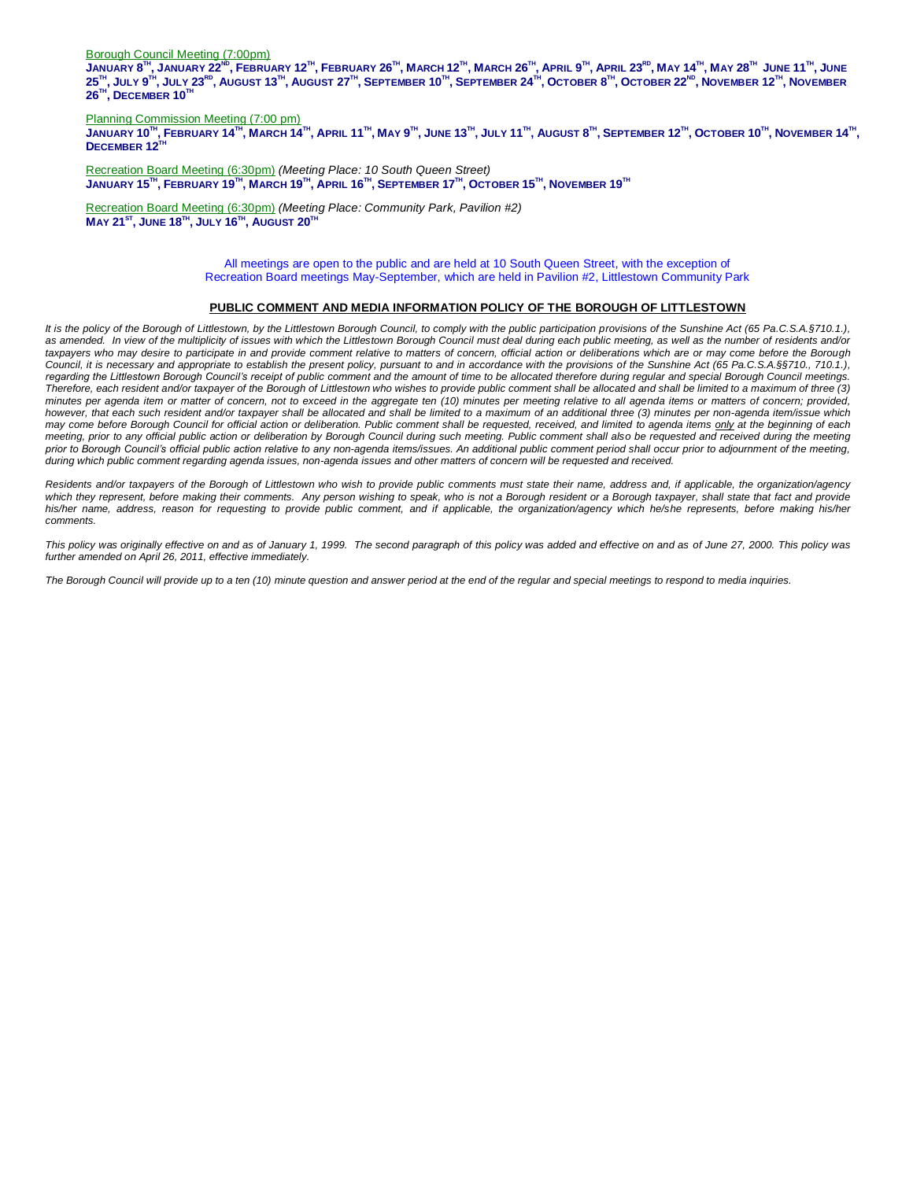Borough Council Meeting (7:00pm)

**JANUARY 8TH, JANUARY 22ND, FEBRUARY 12TH, FEBRUARY 26TH, MARCH 12TH, MARCH 26TH, APRIL 9TH, APRIL 23RD, MAY 14TH, MAY 28TH JUNE 11TH, JUNE 25TH, JULY 9TH, JULY 23RD, AUGUST 13TH, AUGUST 27TH, SEPTEMBER 10TH, SEPTEMBER 24TH, OCTOBER 8TH, OCTOBER 22ND, NOVEMBER 12TH, NOVEMBER 26TH, DECEMBER 10TH**

Planning Commission Meeting (7:00 pm)

**JANUARY 10TH, FEBRUARY 14TH, MARCH 14TH, APRIL 11TH, MAY 9TH, JUNE 13TH, JULY 11TH, AUGUST 8TH, SEPTEMBER 12TH, OCTOBER 10TH, NOVEMBER 14TH, DECEMBER 12TH**

Recreation Board Meeting (6:30pm) *(Meeting Place: 10 South Queen Street)*

**JANUARY 15TH, FEBRUARY 19TH, MARCH 19TH, APRIL 16TH, SEPTEMBER 17TH, OCTOBER 15TH, NOVEMBER 19TH**

Recreation Board Meeting (6:30pm) *(Meeting Place: Community Park, Pavilion #2)*

**MAY 21ST, JUNE 18TH, JULY 16TH, AUGUST 20TH**

All meetings are open to the public and are held at 10 South Queen Street, with the exception of Recreation Board meetings May-September, which are held in Pavilion #2, Littlestown Community Park

## PUBLIC COMMENT AND MEDIA INFORMATION POLICY OF THE BOROUGH OF LITTLESTOWN

*It is the policy of the Borough of Littlestown, by the Littlestown Borough Council, to comply with the public participation provisions of the Sunshine Act (65 Pa.C.S.A.§710.1.), as amended. In view of the multiplicity of issues with which the Littlestown Borough Council must deal during each public meeting, as well as the number of residents and/or taxpayers who may desire to participate in and provide comment relative to matters of concern, official action or deliberations which are or may come before the Borough Council, it is necessary and appropriate to establish the present policy, pursuant to and in accordance with the provisions of the Sunshine Act (65 Pa.C.S.A.§§710., 710.1.), regarding the Littlestown Borough Council's receipt of public comment and the amount of time to be allocated therefore during regular and special Borough Council meetings. Therefore, each resident and/or taxpayer of the Borough of Littlestown who wishes to provide public comment shall be allocated and shall be limited to a maximum of three (3) minutes per agenda item or matter of concern, not to exceed in the aggregate ten (10) minutes per meeting relative to all agenda items or matters of concern; provided, however, that each such resident and/or taxpayer shall be allocated and shall be limited to a maximum of an additional three (3) minutes per non-agenda item/issue which may come before Borough Council for official action or deliberation. Public comment shall be requested, received, and limited to agenda items only at the beginning of each meeting, prior to any official public action or deliberation by Borough Council during such meeting. Public comment shall also be requested and received during the meeting prior to Borough Council's official public action relative to any non-agenda items/issues. An additional public comment period shall occur prior to adjournment of the meeting, during which public comment regarding agenda issues, non-agenda issues and other matters of concern will be requested and received.*

*Residents and/or taxpayers of the Borough of Littlestown who wish to provide public comments must state their name, address and, if applicable, the organization/agency which they represent, before making their comments. Any person wishing to speak, who is not a Borough resident or a Borough taxpayer, shall state that fact and provide his/her name, address, reason for requesting to provide public comment, and if applicable, the organization/agency which he/she represents, before making his/her comments.*

*This policy was originally effective on and as of January 1, 1999. The second paragraph of this policy was added and effective on and as of June 27, 2000. This policy was further amended on April 26, 2011, effective immediately.*

*The Borough Council will provide up to a ten (10) minute question and answer period at the end of the regular and special meetings to respond to media inquiries.*